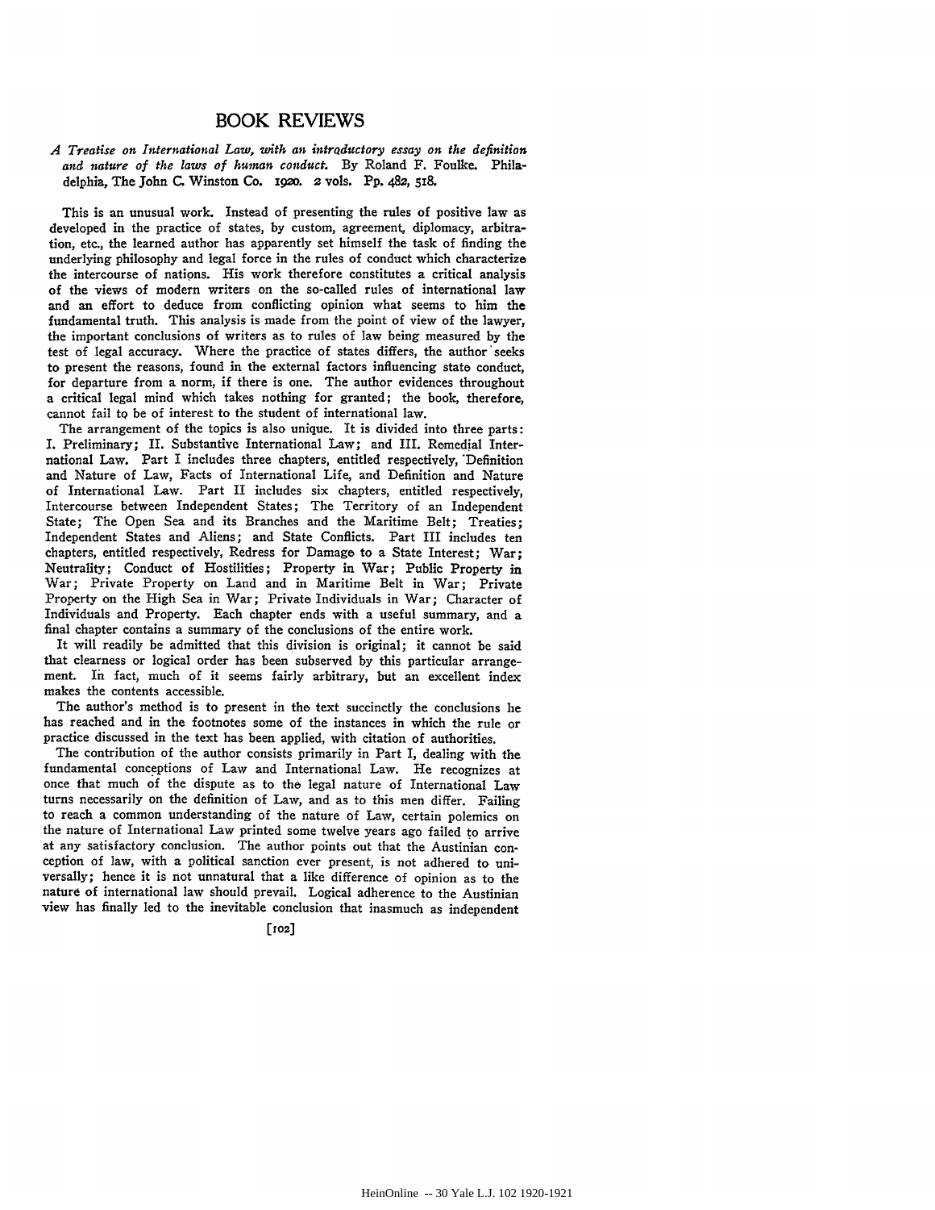## BOOK REVIEWS

*A Treatise on International Law, with an introductory essay on the definition and nature of the laws of human conduct.* By Roland F. Foulke. Philadelphia, The John C. Winston Co. 1920. 2 vols. Pp. 482, 518.

This is an unusual work. Instead of presenting the rules of positive law as developed in the practice of states, by custom, agreement, diplomacy, arbitration, etc., the learned author has apparently set himself the task of finding the underlying philosophy and legal force in the rules of conduct which characterize the intercourse of nations. His work therefore constitutes a critical analysis of the views of modern writers on the so-called rules of international law and an effort to deduce from conflicting opinion what seems to him the fundamental truth. This analysis is made from the point of view of the lawyer, the important conclusions of writers as to rules of law being measured by the test of legal accuracy. Where the practice of states differs, the author seeks to present the reasons, found in the external factors influencing state conduct, for departure from a norm, if there is one. The author evidences throughout a critical legal mind which takes nothing for granted; the book, therefore, cannot fail to be of interest to the student of international law.

The arrangement of the topics is also unique. It is divided into three parts: I. Preliminary; II. Substantive International Law; and III. Remedial International Law. Part I includes three chapters, entitled respectively, Definition and Nature of Law, Facts of International Life, and Definition and Nature of International Law. Part II includes six chapters, entitled respectively, Intercourse between Independent States; The Territory of an Independent State; The Open Sea and its Branches and the Maritime Belt; Treaties; Independent States and Aliens; and State Conflicts. Part III includes ten chapters, entitled respectively, Redress for Damage to a State Interest; War; Neutrality; Conduct of Hostilities; Property in War; Public Property in War; Private Property on Land and in Maritime Belt in War; Private Property on the High Sea in War; Private Individuals in War; Character of Individuals and Property. Each chapter ends with a useful summary, and a final chapter contains a summary of the conclusions of the entire work.

It will readily be admitted that this division is original; it cannot be said that clearness or logical order has been subserved by this particular arrangement. In fact, much of it seems fairly arbitrary, but an excellent index makes the contents accessible.

The author's method is to present in the text succinctly the conclusions he has reached and in the footnotes some of the instances in which the rule or practice discussed in the text has been applied, with citation of authorities.

The contribution of the author consists primarily in Part I, dealing with the fundamental conceptions of Law and International Law. He recognizes at once that much of the dispute as to the legal nature of International Law turns necessarily on the definition of Law, and as to this men differ. Failing to reach a common understanding of the nature of Law, certain polemics on the nature of International Law printed some twelve years ago failed to arrive at any satisfactory conclusion. The author points out that the Austinian conception of law, with a political sanction ever present, is not adhered to universally; hence it is not unnatural that a like difference of opinion as to the nature of international law should prevail. Logical adherence to the Austinian view has finally led to the inevitable conclusion that inasmuch as independent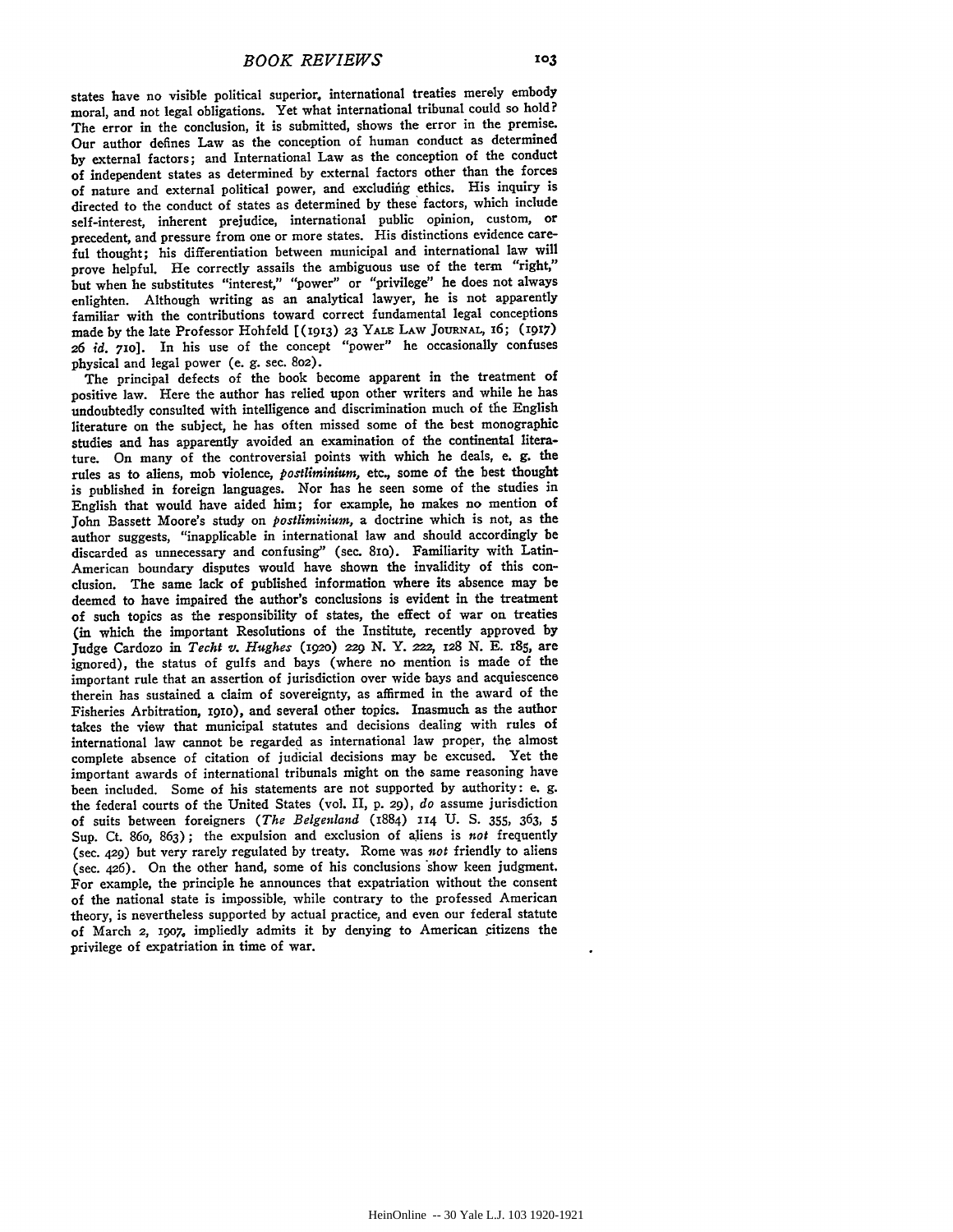states have no visible political superior, international treaties merely embody moral, and not legal obligations. Yet what international tribunal could so hold? The error in the conclusion, it is submitted, shows the error in the premise. Our author defines Law as the conception of human conduct as determined by external factors; and International Law as the conception of the conduct of independent states as determined by external factors other than the forces of nature and external political power, and excluding ethics. His inquiry is directed to the conduct of states as determined by these factors, which include self-interest, inherent prejudice, international public opinion, custom, or precedent, and pressure from one or more states. His distinctions evidence careful thought; his differentiation between municipal and international law will prove helpful. He correctly assails the ambiguous use of the term "right," but when he substitutes "interest," "power" or "privilege" he does not always enlighten. Although writing as an analytical lawyer, he is not apparently familiar with the contributions toward correct fundamental legal conceptions made by the late Professor Hohfeld [(1913) 23 YALE LAW JOURNAL, 16; (1917) 26 *id.* 710]. In his use of the concept "power" he occasionally confuses physical and legal power (e. g. sec. 802).

The principal defects of the book become apparent in the treatment of positive law. Here the author has relied upon other writers and while he has undoubtedly consulted with intelligence and discrimination much of the English literature on the subject, he has often missed some of the best monographic studies and has apparently avoided an examination of the continental literature. On many of the controversial points with which he deals, e. g. the rules as to aliens, mob violence, *postliminium*, etc., some of the best thought is published in foreign languages. Nor has he seen some of the studies in English that would have aided him; for example, he makes no mention of John Bassett Moore's study on *postliminium*, a doctrine which is not, as the author suggests, "inapplicable in international law and should accordingly be discarded as unnecessary and confusing" (sec. 810). Familiarity with Latin-American boundary disputes would have shown the invalidity of this conclusion. The same lack of published information where its absence may be deemed to have impaired the author's conclusions is evident in the treatment of such topics as the responsibility of states, the effect of war on treaties (in which the important Resolutions of the Institute, recently approved by Judge Cardozo in *Techt v. Hughes* (1920) 229 N. Y. 222, 128 N. E. 185, are ignored), the status of gulfs and bays (where no mention is made of the important rule that an assertion of jurisdiction over wide bays and acquiescence therein has sustained a claim of sovereignty, as affirmed in the award of the Fisheries Arbitration, 1910), and several other topics. Inasmuch as the author takes the view that municipal statutes and decisions dealing with rules of international law cannot be regarded as international law proper, the almost complete absence of citation of judicial decisions may be excused. Yet the important awards of international tribunals might on the same reasoning have been included. Some of his statements are not supported by authority: e. g. the federal courts of the United States (vol. II, p. 29), *do* assume jurisdiction of suits between foreigners (*The Belgenland* (1884) 114 U. S. 355, 363, 5 Sup. Ct. 860, 863); the expulsion and exclusion of aliens is *not* frequently (sec. 429) but very rarely regulated by treaty. Rome was *not* friendly to aliens (sec. 426). On the other hand, some of his conclusions show keen judgment. For example, the principle he announces that expatriation without the consent of the national state is impossible, while contrary to the professed American theory, is nevertheless supported by actual practice, and even our federal statute of March 2, 1907, impliedly admits it by denying to American citizens the privilege of expatriation in time of war.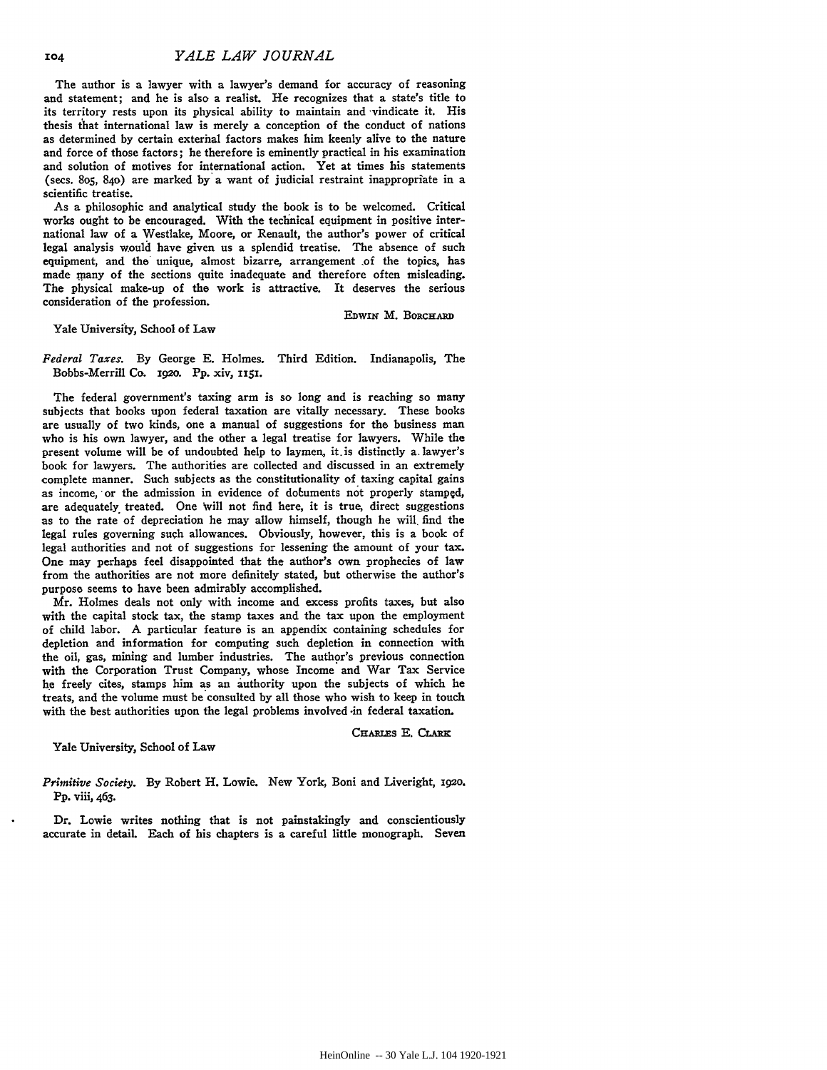The author is a lawyer with a lawyer's demand for accuracy of reasoning and statement; and he is also a realist. He recognizes that a state's title to its territory rests upon its physical ability to maintain and vindicate it. His thesis that international law is merely a conception of the conduct of nations as determined by certain external factors makes him keenly alive to the nature and force of those factors; he therefore is eminently practical in his examination and solution of motives for international action. Yet at times his statements (secs. 805, 840) are marked by a want of judicial restraint inappropriate in a scientific treatise.

As a philosophic and analytical study the book is to be welcomed. Critical works ought to be encouraged. With the technical equipment in positive international law of a Westlake, Moore, or Renault, the author's power of critical legal analysis would have given us a splendid treatise. The absence of such equipment, and the unique, almost bizarre, arrangement of the topics, has made many of the sections quite inadequate and therefore often misleading. The physical make-up of the work is attractive. It deserves the serious consideration of the profession.

EDWIN M. BORCHARD

Yale University, School of Law

*Federal Taxes.* By George E. Holmes. Third Edition. Indianapolis, The Bobbs-Merrill Co. 1920. Pp. xiv, 1151.

The federal government's taxing arm is so long and is reaching so many subjects that books upon federal taxation are vitally necessary. These books are usually of two kinds, one a manual of suggestions for the business man who is his own lawyer, and the other a legal treatise for lawyers. While the present volume will be of undoubted help to laymen, it is distinctly a lawyer's book for lawyers. The authorities are collected and discussed in an extremely complete manner. Such subjects as the constitutionality of taxing capital gains as income, or the admission in evidence of documents not properly stamped, are adequately treated. One will not find here, it is true, direct suggestions as to the rate of depreciation he may allow himself, though he will find the legal rules governing such allowances. Obviously, however, this is a book of legal authorities and not of suggestions for lessening the amount of your tax. One may perhaps feel disappointed that the author's own prophecies of law from the authorities are not more definitely stated, but otherwise the author's purpose seems to have been admirably accomplished.

Mr. Holmes deals not only with income and excess profits taxes, but also with the capital stock tax, the stamp taxes and the tax upon the employment of child labor. A particular feature is an appendix containing schedules for depletion and information for computing such depletion in connection with the oil, gas, mining and lumber industries. The author's previous connection with the Corporation Trust Company, whose Income and War Tax Service he freely cites, stamps him as an authority upon the subjects of which he treats, and the volume must be consulted by all those who wish to keep in touch with the best authorities upon the legal problems involved in federal taxation.

CHARLES E. CLARK

Yale University, School of Law

*Primitive Society.* By Robert H. Lowie. New York, Boni and Liveright, 1920. Pp. viii, 463.

Dr. Lowie writes nothing that is not painstakingly and conscientiously accurate in detail. Each of his chapters is a careful little monograph. Seven